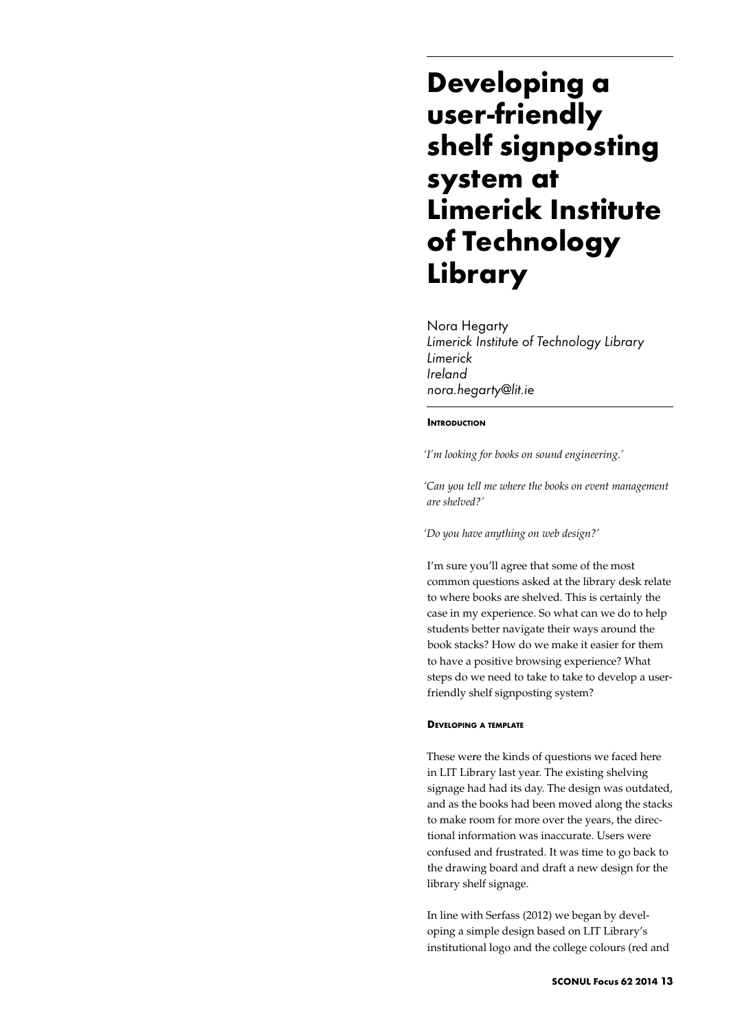# Developing a user-friendly shelf signposting system at Limerick Institute of Technology Library

Nora Hegarty  
*Limerick Institute of Technology Library*  
*Limerick*  
*Ireland*  
*nora.hegarty@lit.ie*

## Introduction

*'I'm looking for books on sound engineering.'*

*'Can you tell me where the books on event management are shelved?'*

*'Do you have anything on web design?'*

I'm sure you'll agree that some of the most common questions asked at the library desk relate to where books are shelved. This is certainly the case in my experience. So what can we do to help students better navigate their ways around the book stacks? How do we make it easier for them to have a positive browsing experience? What steps do we need to take to take to develop a user-friendly shelf signposting system?

## Developing a template

These were the kinds of questions we faced here in LIT Library last year. The existing shelving signage had had its day. The design was outdated, and as the books had been moved along the stacks to make room for more over the years, the directional information was inaccurate. Users were confused and frustrated. It was time to go back to the drawing board and draft a new design for the library shelf signage.

In line with Serfass (2012) we began by developing a simple design based on LIT Library's institutional logo and the college colours (red and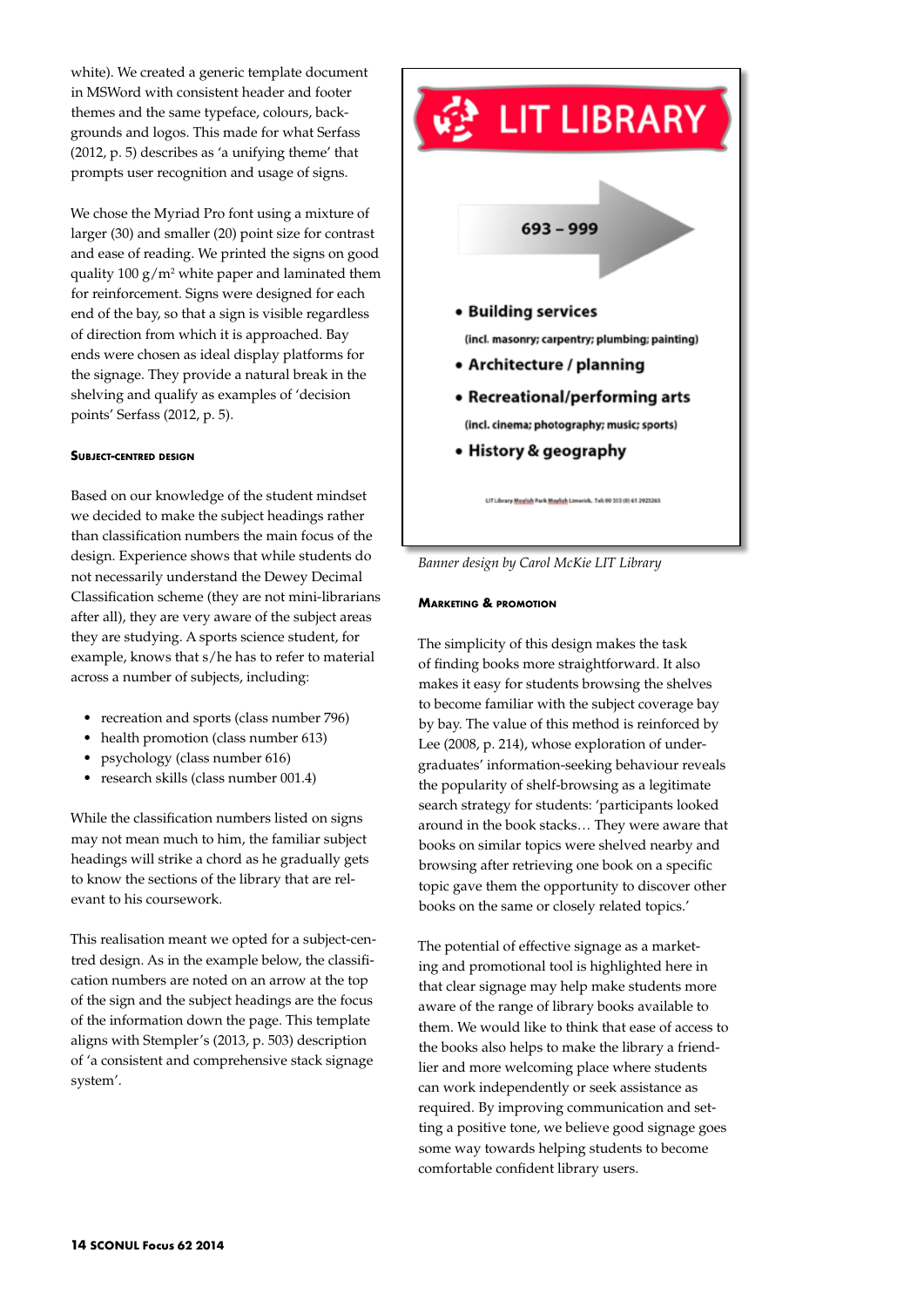white). We created a generic template document in MSWord with consistent header and footer themes and the same typeface, colours, backgrounds and logos. This made for what Serfass (2012, p. 5) describes as 'a unifying theme' that prompts user recognition and usage of signs.

We chose the Myriad Pro font using a mixture of larger (30) and smaller (20) point size for contrast and ease of reading. We printed the signs on good quality 100 g/m² white paper and laminated them for reinforcement. Signs were designed for each end of the bay, so that a sign is visible regardless of direction from which it is approached. Bay ends were chosen as ideal display platforms for the signage. They provide a natural break in the shelving and qualify as examples of 'decision points' Serfass (2012, p. 5).

### Subject-centred design

Based on our knowledge of the student mindset we decided to make the subject headings rather than classification numbers the main focus of the design. Experience shows that while students do not necessarily understand the Dewey Decimal Classification scheme (they are not mini-librarians after all), they are very aware of the subject areas they are studying. A sports science student, for example, knows that s/he has to refer to material across a number of subjects, including:

- recreation and sports (class number 796)
- health promotion (class number 613)
- psychology (class number 616)
- research skills (class number 001.4)

While the classification numbers listed on signs may not mean much to him, the familiar subject headings will strike a chord as he gradually gets to know the sections of the library that are relevant to his coursework.

This realisation meant we opted for a subject-centred design. As in the example below, the classification numbers are noted on an arrow at the top of the sign and the subject headings are the focus of the information down the page. This template aligns with Stempler's (2013, p. 503) description of 'a consistent and comprehensive stack signage system'.

LIT LIBRARY

693 – 999

- Building services
  (incl. masonry; carpentry; plumbing; painting)
- Architecture / planning
- Recreational/performing arts
  (incl. cinema; photography; music; sports)
- History & geography

LIT Library Moylish Park Moylish Limerick. Tel: 00 353 (0) 61 2923265

*Banner design by Carol McKie LIT Library*

### Marketing & promotion

The simplicity of this design makes the task of finding books more straightforward. It also makes it easy for students browsing the shelves to become familiar with the subject coverage bay by bay. The value of this method is reinforced by Lee (2008, p. 214), whose exploration of undergraduates' information-seeking behaviour reveals the popularity of shelf-browsing as a legitimate search strategy for students: 'participants looked around in the book stacks… They were aware that books on similar topics were shelved nearby and browsing after retrieving one book on a specific topic gave them the opportunity to discover other books on the same or closely related topics.'

The potential of effective signage as a marketing and promotional tool is highlighted here in that clear signage may help make students more aware of the range of library books available to them. We would like to think that ease of access to the books also helps to make the library a friendlier and more welcoming place where students can work independently or seek assistance as required. By improving communication and setting a positive tone, we believe good signage goes some way towards helping students to become comfortable confident library users.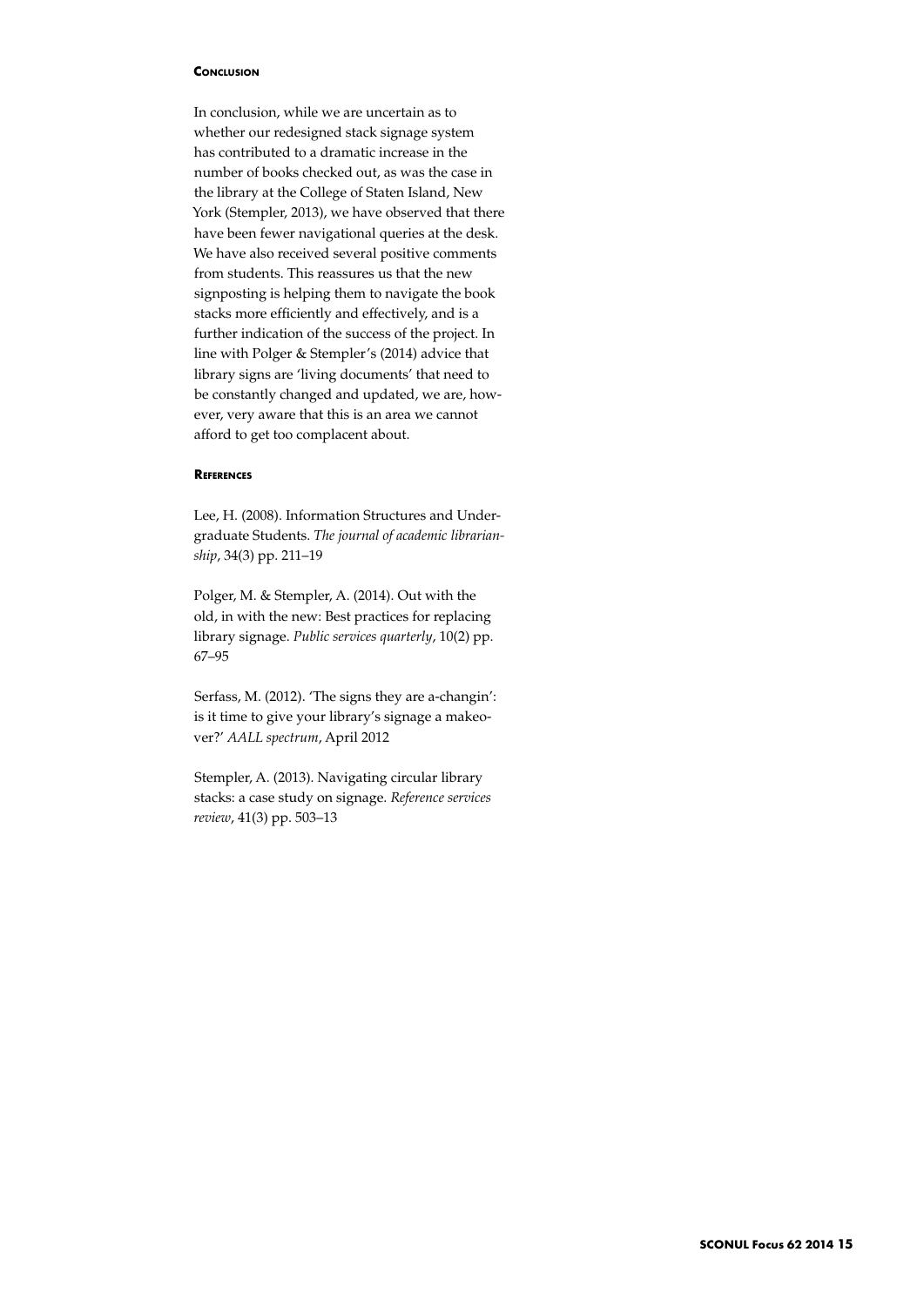## Conclusion

In conclusion, while we are uncertain as to whether our redesigned stack signage system has contributed to a dramatic increase in the number of books checked out, as was the case in the library at the College of Staten Island, New York (Stempler, 2013), we have observed that there have been fewer navigational queries at the desk. We have also received several positive comments from students. This reassures us that the new signposting is helping them to navigate the book stacks more efficiently and effectively, and is a further indication of the success of the project. In line with Polger & Stempler's (2014) advice that library signs are 'living documents' that need to be constantly changed and updated, we are, however, very aware that this is an area we cannot afford to get too complacent about.

## References

Lee, H. (2008). Information Structures and Undergraduate Students. *The journal of academic librarianship*, 34(3) pp. 211–19

Polger, M. & Stempler, A. (2014). Out with the old, in with the new: Best practices for replacing library signage. *Public services quarterly*, 10(2) pp. 67–95

Serfass, M. (2012). 'The signs they are a-changin': is it time to give your library's signage a makeover?' *AALL spectrum*, April 2012

Stempler, A. (2013). Navigating circular library stacks: a case study on signage. *Reference services review*, 41(3) pp. 503–13